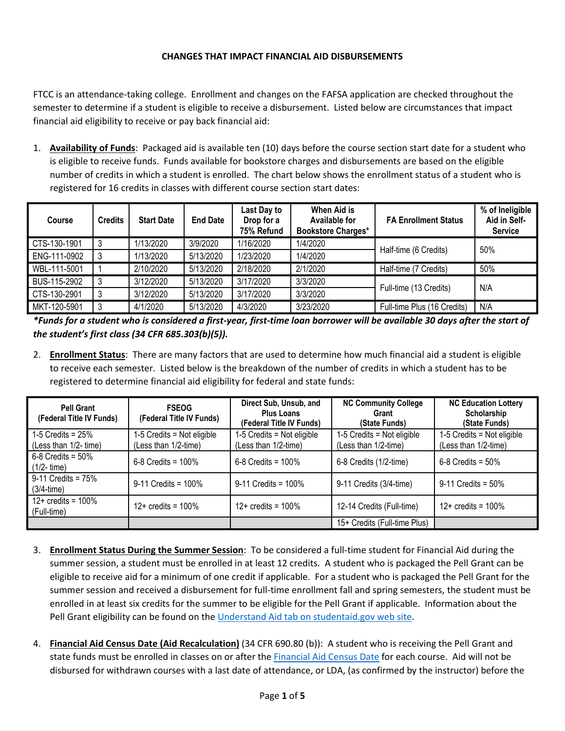## CHANGES THAT IMPACT FINANCIAL AID DISBURSEMENTS

FTCC is an attendance-taking college. Enrollment and changes on the FAFSA application are checked throughout the semester to determine if a student is eligible to receive a disbursement. Listed below are circumstances that impact financial aid eligibility to receive or pay back financial aid:

1. **Availability of Funds**: Packaged aid is available ten (10) days before the course section start date for a student who is eligible to receive funds. Funds available for bookstore charges and disbursements are based on the eligible number of credits in which a student is enrolled. The chart below shows the enrollment status of a student who is registered for 16 credits in classes with different course section start dates:

| Course | Credits | Start Date | End Date | Last Day to Drop for a 75% Refund | When Aid is Available for Bookstore Charges* | FA Enrollment Status | % of Ineligible Aid in Self-Service |
|---|---|---|---|---|---|---|---|
| CTS-130-1901 | 3 | 1/13/2020 | 3/9/2020 | 1/16/2020 | 1/4/2020 | Half-time (6 Credits) | 50% |
| ENG-111-0902 | 3 | 1/13/2020 | 5/13/2020 | 1/23/2020 | 1/4/2020 | | |
| WBL-111-5001 | 1 | 2/10/2020 | 5/13/2020 | 2/18/2020 | 2/1/2020 | Half-time (7 Credits) | 50% |
| BUS-115-2902 | 3 | 3/12/2020 | 5/13/2020 | 3/17/2020 | 3/3/2020 | Full-time (13 Credits) | N/A |
| CTS-130-2901 | 3 | 3/12/2020 | 5/13/2020 | 3/17/2020 | 3/3/2020 | | |
| MKT-120-5901 | 3 | 4/1/2020 | 5/13/2020 | 4/3/2020 | 3/23/2020 | Full-time Plus (16 Credits) | N/A |

***Funds for a student who is considered a first-year, first-time loan borrower will be available 30 days after the start of the student's first class (34 CFR 685.303(b)(5)).***

2. **Enrollment Status**: There are many factors that are used to determine how much financial aid a student is eligible to receive each semester. Listed below is the breakdown of the number of credits in which a student has to be registered to determine financial aid eligibility for federal and state funds:

| Pell Grant (Federal Title IV Funds) | FSEOG (Federal Title IV Funds) | Direct Sub, Unsub, and Plus Loans (Federal Title IV Funds) | NC Community College Grant (State Funds) | NC Education Lottery Scholarship (State Funds) |
|---|---|---|---|---|
| 1-5 Credits = 25% (Less than 1/2- time) | 1-5 Credits = Not eligible (Less than 1/2-time) | 1-5 Credits = Not eligible (Less than 1/2-time) | 1-5 Credits = Not eligible (Less than 1/2-time) | 1-5 Credits = Not eligible (Less than 1/2-time) |
| 6-8 Credits = 50% (1/2- time) | 6-8 Credits = 100% | 6-8 Credits = 100% | 6-8 Credits (1/2-time) | 6-8 Credits = 50% |
| 9-11 Credits = 75% (3/4-time) | 9-11 Credits = 100% | 9-11 Credits = 100% | 9-11 Credits (3/4-time) | 9-11 Credits = 50% |
| 12+ credits = 100% (Full-time) | 12+ credits = 100% | 12+ credits = 100% | 12-14 Credits (Full-time) | 12+ credits = 100% |
| | | | 15+ Credits (Full-time Plus) | |

3. **Enrollment Status During the Summer Session**: To be considered a full-time student for Financial Aid during the summer session, a student must be enrolled in at least 12 credits. A student who is packaged the Pell Grant can be eligible to receive aid for a minimum of one credit if applicable. For a student who is packaged the Pell Grant for the summer session and received a disbursement for full-time enrollment fall and spring semesters, the student must be enrolled in at least six credits for the summer to be eligible for the Pell Grant if applicable. Information about the Pell Grant eligibility can be found on the Understand Aid tab on studentaid.gov web site.

4. **Financial Aid Census Date (Aid Recalculation)** (34 CFR 690.80 (b)): A student who is receiving the Pell Grant and state funds must be enrolled in classes on or after the Financial Aid Census Date for each course. Aid will not be disbursed for withdrawn courses with a last date of attendance, or LDA, (as confirmed by the instructor) before the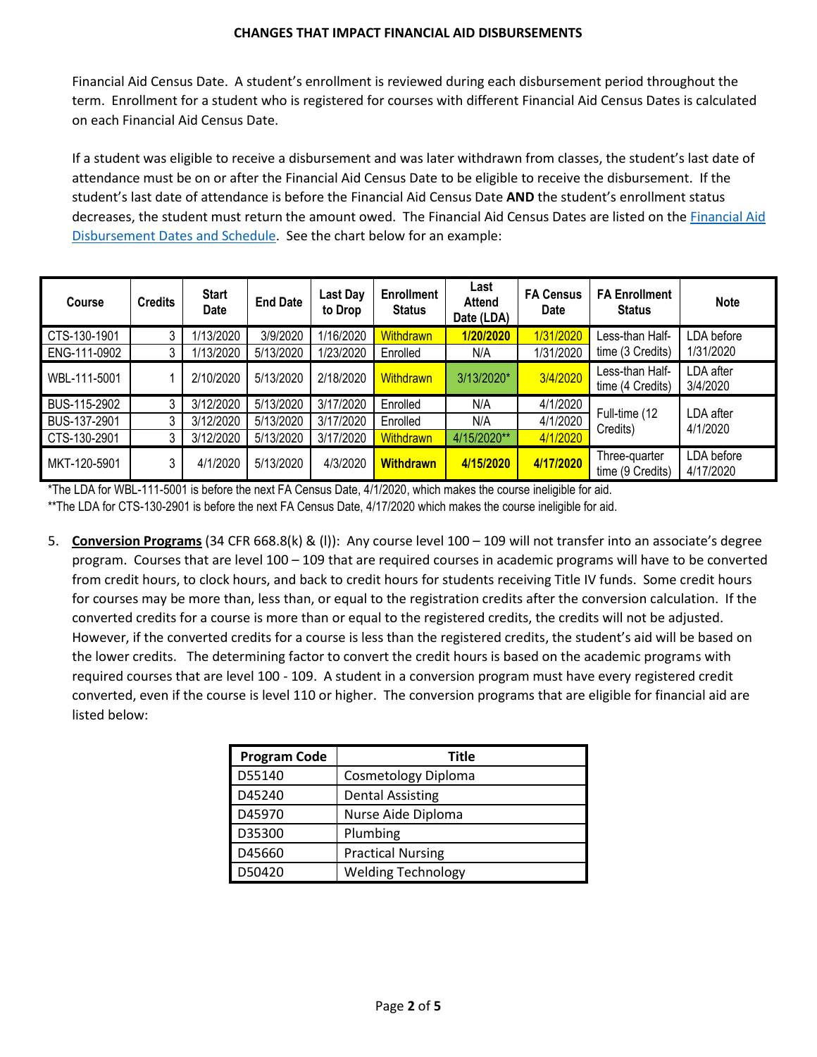**CHANGES THAT IMPACT FINANCIAL AID DISBURSEMENTS**

Financial Aid Census Date. A student's enrollment is reviewed during each disbursement period throughout the term. Enrollment for a student who is registered for courses with different Financial Aid Census Dates is calculated on each Financial Aid Census Date.

If a student was eligible to receive a disbursement and was later withdrawn from classes, the student's last date of attendance must be on or after the Financial Aid Census Date to be eligible to receive the disbursement. If the student's last date of attendance is before the Financial Aid Census Date **AND** the student's enrollment status decreases, the student must return the amount owed. The Financial Aid Census Dates are listed on the Financial Aid Disbursement Dates and Schedule. See the chart below for an example:

| Course | Credits | Start Date | End Date | Last Day to Drop | Enrollment Status | Last Attend Date (LDA) | FA Census Date | FA Enrollment Status | Note |
|---|---|---|---|---|---|---|---|---|---|
| CTS-130-1901 | 3 | 1/13/2020 | 3/9/2020 | 1/16/2020 | Withdrawn | **1/20/2020** | 1/31/2020 | Less-than Half-time (3 Credits) | LDA before 1/31/2020 |
| ENG-111-0902 | 3 | 1/13/2020 | 5/13/2020 | 1/23/2020 | Enrolled | N/A | 1/31/2020 | | |
| WBL-111-5001 | 1 | 2/10/2020 | 5/13/2020 | 2/18/2020 | Withdrawn | 3/13/2020* | 3/4/2020 | Less-than Half-time (4 Credits) | LDA after 3/4/2020 |
| BUS-115-2902 | 3 | 3/12/2020 | 5/13/2020 | 3/17/2020 | Enrolled | N/A | 4/1/2020 | Full-time (12 Credits) | LDA after 4/1/2020 |
| BUS-137-2901 | 3 | 3/12/2020 | 5/13/2020 | 3/17/2020 | Enrolled | N/A | 4/1/2020 | | |
| CTS-130-2901 | 3 | 3/12/2020 | 5/13/2020 | 3/17/2020 | Withdrawn | 4/15/2020** | 4/1/2020 | | |
| MKT-120-5901 | 3 | 4/1/2020 | 5/13/2020 | 4/3/2020 | **Withdrawn** | **4/15/2020** | **4/17/2020** | Three-quarter time (9 Credits) | LDA before 4/17/2020 |

*The LDA for WBL-111-5001 is before the next FA Census Date, 4/1/2020, which makes the course ineligible for aid.

**The LDA for CTS-130-2901 is before the next FA Census Date, 4/17/2020 which makes the course ineligible for aid.

5. **Conversion Programs** (34 CFR 668.8(k) & (l)): Any course level 100 – 109 will not transfer into an associate's degree program. Courses that are level 100 – 109 that are required courses in academic programs will have to be converted from credit hours, to clock hours, and back to credit hours for students receiving Title IV funds. Some credit hours for courses may be more than, less than, or equal to the registration credits after the conversion calculation. If the converted credits for a course is more than or equal to the registered credits, the credits will not be adjusted. However, if the converted credits for a course is less than the registered credits, the student's aid will be based on the lower credits. The determining factor to convert the credit hours is based on the academic programs with required courses that are level 100 - 109. A student in a conversion program must have every registered credit converted, even if the course is level 110 or higher. The conversion programs that are eligible for financial aid are listed below:

| Program Code | Title |
|---|---|
| D55140 | Cosmetology Diploma |
| D45240 | Dental Assisting |
| D45970 | Nurse Aide Diploma |
| D35300 | Plumbing |
| D45660 | Practical Nursing |
| D50420 | Welding Technology |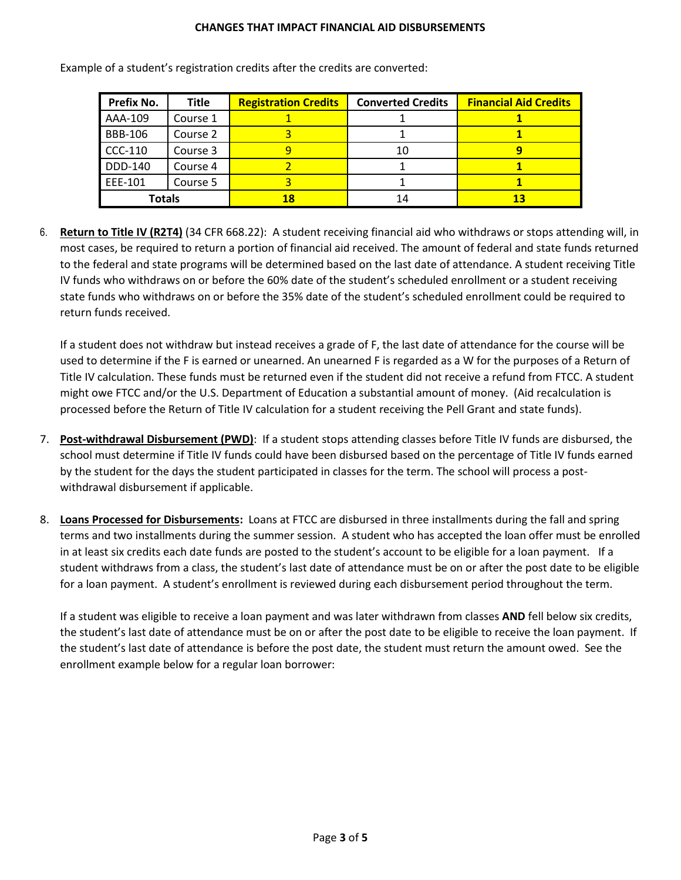Example of a student's registration credits after the credits are converted:

| Prefix No. | Title | Registration Credits | Converted Credits | Financial Aid Credits |
|---|---|---|---|---|
| AAA-109 | Course 1 | 1 | 1 | **1** |
| BBB-106 | Course 2 | 3 | 1 | **1** |
| CCC-110 | Course 3 | 9 | 10 | **9** |
| DDD-140 | Course 4 | 2 | 1 | **1** |
| EEE-101 | Course 5 | 3 | 1 | **1** |
| **Totals** | | **18** | 14 | **13** |

6. **Return to Title IV (R2T4)** (34 CFR 668.22): A student receiving financial aid who withdraws or stops attending will, in most cases, be required to return a portion of financial aid received. The amount of federal and state funds returned to the federal and state programs will be determined based on the last date of attendance. A student receiving Title IV funds who withdraws on or before the 60% date of the student's scheduled enrollment or a student receiving state funds who withdraws on or before the 35% date of the student's scheduled enrollment could be required to return funds received.

   If a student does not withdraw but instead receives a grade of F, the last date of attendance for the course will be used to determine if the F is earned or unearned. An unearned F is regarded as a W for the purposes of a Return of Title IV calculation. These funds must be returned even if the student did not receive a refund from FTCC. A student might owe FTCC and/or the U.S. Department of Education a substantial amount of money. (Aid recalculation is processed before the Return of Title IV calculation for a student receiving the Pell Grant and state funds).

7. **Post-withdrawal Disbursement (PWD)**: If a student stops attending classes before Title IV funds are disbursed, the school must determine if Title IV funds could have been disbursed based on the percentage of Title IV funds earned by the student for the days the student participated in classes for the term. The school will process a post-withdrawal disbursement if applicable.

8. **Loans Processed for Disbursements:** Loans at FTCC are disbursed in three installments during the fall and spring terms and two installments during the summer session. A student who has accepted the loan offer must be enrolled in at least six credits each date funds are posted to the student's account to be eligible for a loan payment. If a student withdraws from a class, the student's last date of attendance must be on or after the post date to be eligible for a loan payment. A student's enrollment is reviewed during each disbursement period throughout the term.

   If a student was eligible to receive a loan payment and was later withdrawn from classes **AND** fell below six credits, the student's last date of attendance must be on or after the post date to be eligible to receive the loan payment. If the student's last date of attendance is before the post date, the student must return the amount owed. See the enrollment example below for a regular loan borrower: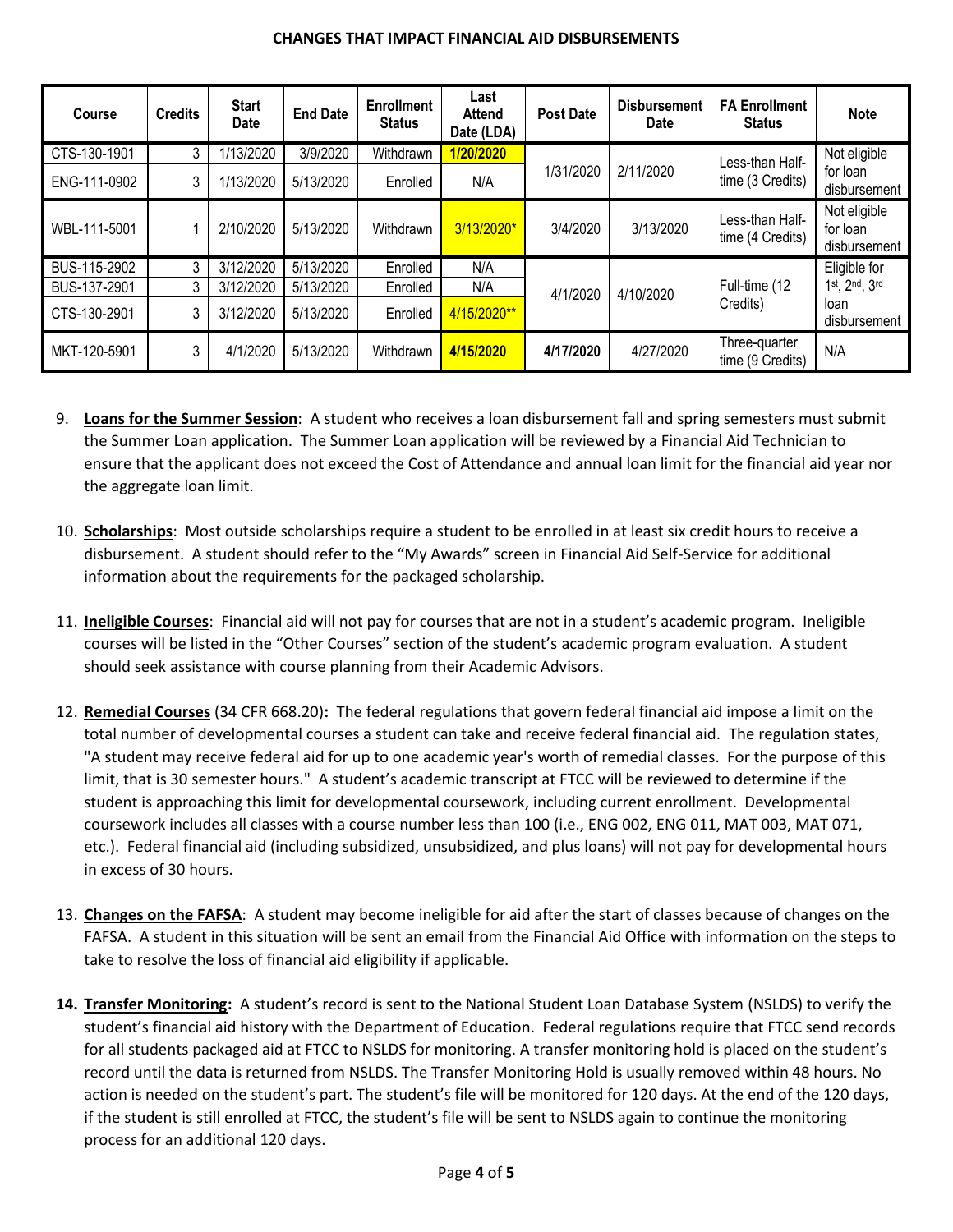**CHANGES THAT IMPACT FINANCIAL AID DISBURSEMENTS**

| Course | Credits | Start Date | End Date | Enrollment Status | Last Attend Date (LDA) | Post Date | Disbursement Date | FA Enrollment Status | Note |
|---|---|---|---|---|---|---|---|---|---|
| CTS-130-1901 | 3 | 1/13/2020 | 3/9/2020 | Withdrawn | **1/20/2020** | 1/31/2020 | 2/11/2020 | Less-than Half-time (3 Credits) | Not eligible for loan disbursement |
| ENG-111-0902 | 3 | 1/13/2020 | 5/13/2020 | Enrolled | N/A | | | | |
| WBL-111-5001 | 1 | 2/10/2020 | 5/13/2020 | Withdrawn | 3/13/2020* | 3/4/2020 | 3/13/2020 | Less-than Half-time (4 Credits) | Not eligible for loan disbursement |
| BUS-115-2902 | 3 | 3/12/2020 | 5/13/2020 | Enrolled | N/A | 4/1/2020 | 4/10/2020 | Full-time (12 Credits) | Eligible for 1st, 2nd, 3rd loan disbursement |
| BUS-137-2901 | 3 | 3/12/2020 | 5/13/2020 | Enrolled | N/A | | | | |
| CTS-130-2901 | 3 | 3/12/2020 | 5/13/2020 | Enrolled | 4/15/2020** | | | | |
| MKT-120-5901 | 3 | 4/1/2020 | 5/13/2020 | Withdrawn | **4/15/2020** | **4/17/2020** | 4/27/2020 | Three-quarter time (9 Credits) | N/A |

9. **Loans for the Summer Session**: A student who receives a loan disbursement fall and spring semesters must submit the Summer Loan application. The Summer Loan application will be reviewed by a Financial Aid Technician to ensure that the applicant does not exceed the Cost of Attendance and annual loan limit for the financial aid year nor the aggregate loan limit.

10. **Scholarships**: Most outside scholarships require a student to be enrolled in at least six credit hours to receive a disbursement. A student should refer to the "My Awards" screen in Financial Aid Self-Service for additional information about the requirements for the packaged scholarship.

11. **Ineligible Courses**: Financial aid will not pay for courses that are not in a student's academic program. Ineligible courses will be listed in the "Other Courses" section of the student's academic program evaluation. A student should seek assistance with course planning from their Academic Advisors.

12. **Remedial Courses** (34 CFR 668.20)**:** The federal regulations that govern federal financial aid impose a limit on the total number of developmental courses a student can take and receive federal financial aid. The regulation states, "A student may receive federal aid for up to one academic year's worth of remedial classes. For the purpose of this limit, that is 30 semester hours." A student's academic transcript at FTCC will be reviewed to determine if the student is approaching this limit for developmental coursework, including current enrollment. Developmental coursework includes all classes with a course number less than 100 (i.e., ENG 002, ENG 011, MAT 003, MAT 071, etc.). Federal financial aid (including subsidized, unsubsidized, and plus loans) will not pay for developmental hours in excess of 30 hours.

13. **Changes on the FAFSA**: A student may become ineligible for aid after the start of classes because of changes on the FAFSA. A student in this situation will be sent an email from the Financial Aid Office with information on the steps to take to resolve the loss of financial aid eligibility if applicable.

14. **Transfer Monitoring:** A student's record is sent to the National Student Loan Database System (NSLDS) to verify the student's financial aid history with the Department of Education. Federal regulations require that FTCC send records for all students packaged aid at FTCC to NSLDS for monitoring. A transfer monitoring hold is placed on the student's record until the data is returned from NSLDS. The Transfer Monitoring Hold is usually removed within 48 hours. No action is needed on the student's part. The student's file will be monitored for 120 days. At the end of the 120 days, if the student is still enrolled at FTCC, the student's file will be sent to NSLDS again to continue the monitoring process for an additional 120 days.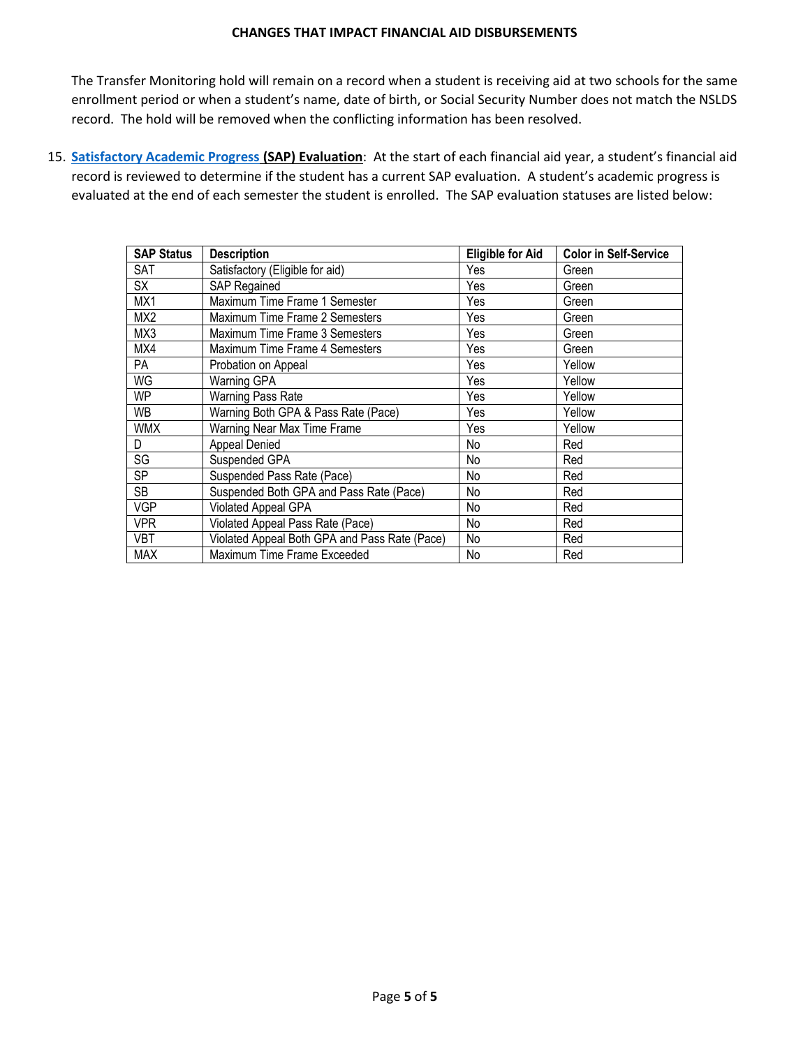The Transfer Monitoring hold will remain on a record when a student is receiving aid at two schools for the same enrollment period or when a student's name, date of birth, or Social Security Number does not match the NSLDS record. The hold will be removed when the conflicting information has been resolved.

15. **Satisfactory Academic Progress (SAP) Evaluation**: At the start of each financial aid year, a student's financial aid record is reviewed to determine if the student has a current SAP evaluation. A student's academic progress is evaluated at the end of each semester the student is enrolled. The SAP evaluation statuses are listed below:

| SAP Status | Description | Eligible for Aid | Color in Self-Service |
|---|---|---|---|
| SAT | Satisfactory (Eligible for aid) | Yes | Green |
| SX | SAP Regained | Yes | Green |
| MX1 | Maximum Time Frame 1 Semester | Yes | Green |
| MX2 | Maximum Time Frame 2 Semesters | Yes | Green |
| MX3 | Maximum Time Frame 3 Semesters | Yes | Green |
| MX4 | Maximum Time Frame 4 Semesters | Yes | Green |
| PA | Probation on Appeal | Yes | Yellow |
| WG | Warning GPA | Yes | Yellow |
| WP | Warning Pass Rate | Yes | Yellow |
| WB | Warning Both GPA & Pass Rate (Pace) | Yes | Yellow |
| WMX | Warning Near Max Time Frame | Yes | Yellow |
| D | Appeal Denied | No | Red |
| SG | Suspended GPA | No | Red |
| SP | Suspended Pass Rate (Pace) | No | Red |
| SB | Suspended Both GPA and Pass Rate (Pace) | No | Red |
| VGP | Violated Appeal GPA | No | Red |
| VPR | Violated Appeal Pass Rate (Pace) | No | Red |
| VBT | Violated Appeal Both GPA and Pass Rate (Pace) | No | Red |
| MAX | Maximum Time Frame Exceeded | No | Red |